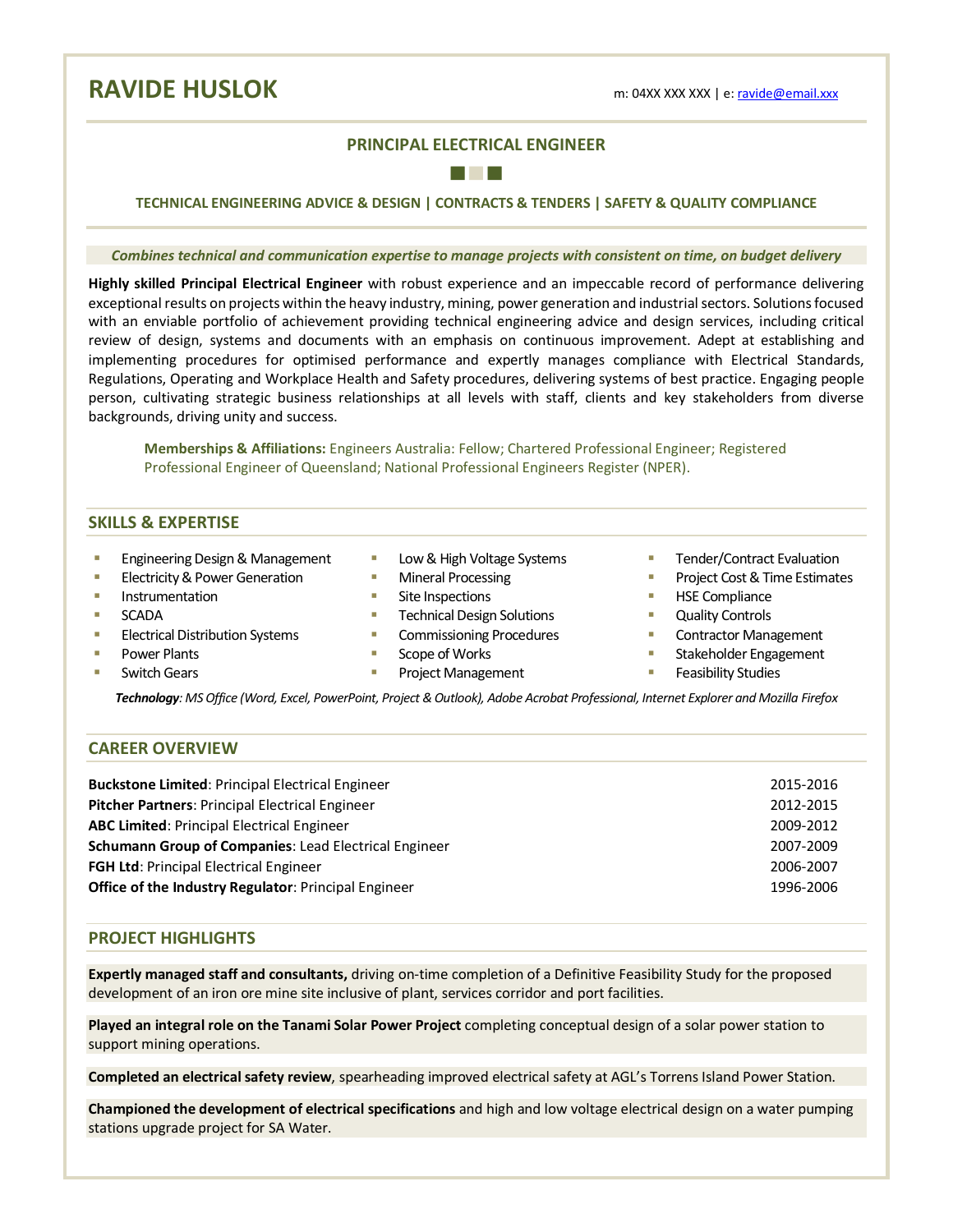# RAVIDE HUSLOK

m: 04XX XXX XXX | e: ravide@email.xxx

## PRINCIPAL ELECTRICAL ENGINEER

**TECHNICAL ENGINEERING ADVICE & DESIGN | CONTRACTS & TENDERS | SAFETY & QUALITY COMPLIANCE**

***Combines technical and communication expertise to manage projects with consistent on time, on budget delivery***

**Highly skilled Principal Electrical Engineer** with robust experience and an impeccable record of performance delivering exceptional results on projects within the heavy industry, mining, power generation and industrial sectors. Solutions focused with an enviable portfolio of achievement providing technical engineering advice and design services, including critical review of design, systems and documents with an emphasis on continuous improvement. Adept at establishing and implementing procedures for optimised performance and expertly manages compliance with Electrical Standards, Regulations, Operating and Workplace Health and Safety procedures, delivering systems of best practice. Engaging people person, cultivating strategic business relationships at all levels with staff, clients and key stakeholders from diverse backgrounds, driving unity and success.

**Memberships & Affiliations:** Engineers Australia: Fellow; Chartered Professional Engineer; Registered Professional Engineer of Queensland; National Professional Engineers Register (NPER).

## SKILLS & EXPERTISE

- Engineering Design & Management
- Electricity & Power Generation
- Instrumentation
- SCADA
- Electrical Distribution Systems
- Power Plants
- Switch Gears
- Low & High Voltage Systems
- Mineral Processing
- Site Inspections
- Technical Design Solutions
- Commissioning Procedures
- Scope of Works
- Project Management
- Tender/Contract Evaluation
- Project Cost & Time Estimates
- HSE Compliance
- Quality Controls
- Contractor Management
- Stakeholder Engagement
- Feasibility Studies

***Technology**: MS Office (Word, Excel, PowerPoint, Project & Outlook), Adobe Acrobat Professional, Internet Explorer and Mozilla Firefox*

## CAREER OVERVIEW

| | |
|---|---|
| **Buckstone Limited**: Principal Electrical Engineer | 2015-2016 |
| **Pitcher Partners**: Principal Electrical Engineer | 2012-2015 |
| **ABC Limited**: Principal Electrical Engineer | 2009-2012 |
| **Schumann Group of Companies**: Lead Electrical Engineer | 2007-2009 |
| **FGH Ltd**: Principal Electrical Engineer | 2006-2007 |
| **Office of the Industry Regulator**: Principal Engineer | 1996-2006 |

## PROJECT HIGHLIGHTS

**Expertly managed staff and consultants,** driving on-time completion of a Definitive Feasibility Study for the proposed development of an iron ore mine site inclusive of plant, services corridor and port facilities.

**Played an integral role on the Tanami Solar Power Project** completing conceptual design of a solar power station to support mining operations.

**Completed an electrical safety review**, spearheading improved electrical safety at AGL's Torrens Island Power Station.

**Championed the development of electrical specifications** and high and low voltage electrical design on a water pumping stations upgrade project for SA Water.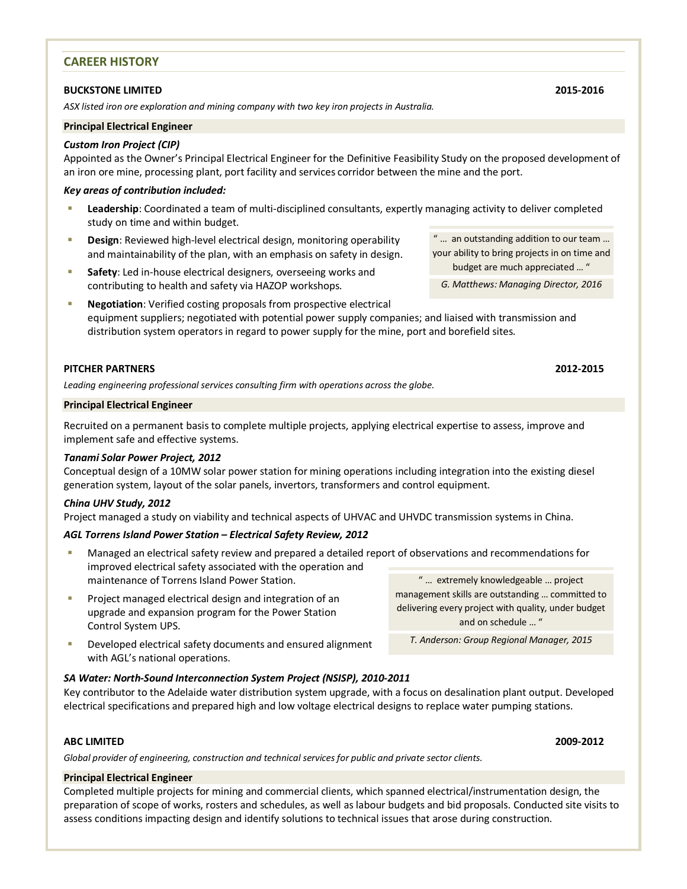## CAREER HISTORY

**BUCKSTONE LIMITED** **2015-2016**

*ASX listed iron ore exploration and mining company with two key iron projects in Australia.*

**Principal Electrical Engineer**

***Custom Iron Project (CIP)***

Appointed as the Owner's Principal Electrical Engineer for the Definitive Feasibility Study on the proposed development of an iron ore mine, processing plant, port facility and services corridor between the mine and the port.

***Key areas of contribution included:***

- **Leadership**: Coordinated a team of multi-disciplined consultants, expertly managing activity to deliver completed study on time and within budget.
- **Design**: Reviewed high-level electrical design, monitoring operability and maintainability of the plan, with an emphasis on safety in design.
- **Safety**: Led in-house electrical designers, overseeing works and contributing to health and safety via HAZOP workshops.
- **Negotiation**: Verified costing proposals from prospective electrical equipment suppliers; negotiated with potential power supply companies; and liaised with transmission and distribution system operators in regard to power supply for the mine, port and borefield sites.

> " … an outstanding addition to our team … your ability to bring projects in on time and budget are much appreciated … "
>
> *G. Matthews: Managing Director, 2016*

**PITCHER PARTNERS** **2012-2015**

*Leading engineering professional services consulting firm with operations across the globe.*

**Principal Electrical Engineer**

Recruited on a permanent basis to complete multiple projects, applying electrical expertise to assess, improve and implement safe and effective systems.

***Tanami Solar Power Project, 2012***

Conceptual design of a 10MW solar power station for mining operations including integration into the existing diesel generation system, layout of the solar panels, invertors, transformers and control equipment.

***China UHV Study, 2012***

Project managed a study on viability and technical aspects of UHVAC and UHVDC transmission systems in China.

***AGL Torrens Island Power Station – Electrical Safety Review, 2012***

- Managed an electrical safety review and prepared a detailed report of observations and recommendations for improved electrical safety associated with the operation and maintenance of Torrens Island Power Station.
- Project managed electrical design and integration of an upgrade and expansion program for the Power Station Control System UPS.
- Developed electrical safety documents and ensured alignment with AGL's national operations.

> " … extremely knowledgeable … project management skills are outstanding … committed to delivering every project with quality, under budget and on schedule … "
>
> *T. Anderson: Group Regional Manager, 2015*

***SA Water: North-Sound Interconnection System Project (NSISP), 2010-2011***

Key contributor to the Adelaide water distribution system upgrade, with a focus on desalination plant output. Developed electrical specifications and prepared high and low voltage electrical designs to replace water pumping stations.

**ABC LIMITED** **2009-2012**

*Global provider of engineering, construction and technical services for public and private sector clients.*

**Principal Electrical Engineer**

Completed multiple projects for mining and commercial clients, which spanned electrical/instrumentation design, the preparation of scope of works, rosters and schedules, as well as labour budgets and bid proposals. Conducted site visits to assess conditions impacting design and identify solutions to technical issues that arose during construction.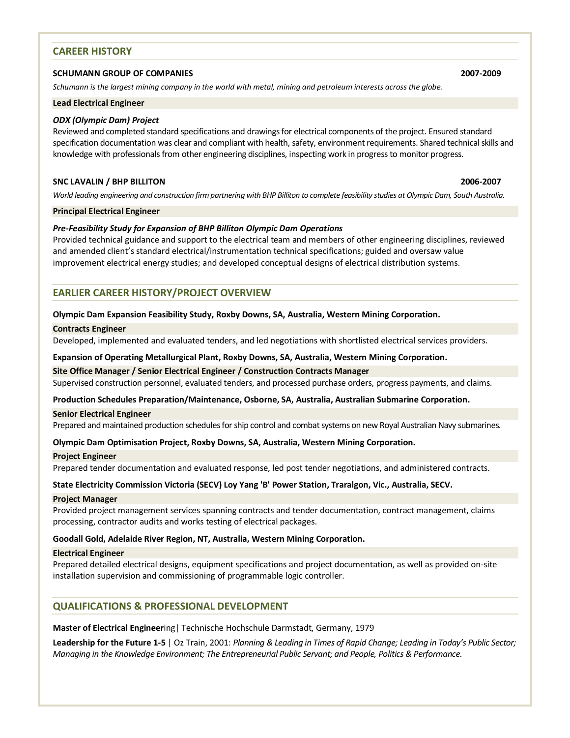## CAREER HISTORY

**SCHUMANN GROUP OF COMPANIES** **2007-2009**

*Schumann is the largest mining company in the world with metal, mining and petroleum interests across the globe.*

**Lead Electrical Engineer**

***ODX (Olympic Dam) Project***

Reviewed and completed standard specifications and drawings for electrical components of the project. Ensured standard specification documentation was clear and compliant with health, safety, environment requirements. Shared technical skills and knowledge with professionals from other engineering disciplines, inspecting work in progress to monitor progress.

**SNC LAVALIN / BHP BILLITON** **2006-2007**

*World leading engineering and construction firm partnering with BHP Billiton to complete feasibility studies at Olympic Dam, South Australia.*

**Principal Electrical Engineer**

***Pre-Feasibility Study for Expansion of BHP Billiton Olympic Dam Operations***

Provided technical guidance and support to the electrical team and members of other engineering disciplines, reviewed and amended client's standard electrical/instrumentation technical specifications; guided and oversaw value improvement electrical energy studies; and developed conceptual designs of electrical distribution systems.

## EARLIER CAREER HISTORY/PROJECT OVERVIEW

**Olympic Dam Expansion Feasibility Study, Roxby Downs, SA, Australia, Western Mining Corporation.**

**Contracts Engineer**

Developed, implemented and evaluated tenders, and led negotiations with shortlisted electrical services providers.

**Expansion of Operating Metallurgical Plant, Roxby Downs, SA, Australia, Western Mining Corporation.**

**Site Office Manager / Senior Electrical Engineer / Construction Contracts Manager**

Supervised construction personnel, evaluated tenders, and processed purchase orders, progress payments, and claims.

**Production Schedules Preparation/Maintenance, Osborne, SA, Australia, Australian Submarine Corporation.**

**Senior Electrical Engineer**

Prepared and maintained production schedules for ship control and combat systems on new Royal Australian Navy submarines.

**Olympic Dam Optimisation Project, Roxby Downs, SA, Australia, Western Mining Corporation.**

**Project Engineer**

Prepared tender documentation and evaluated response, led post tender negotiations, and administered contracts.

**State Electricity Commission Victoria (SECV) Loy Yang 'B' Power Station, Traralgon, Vic., Australia, SECV.**

**Project Manager**

Provided project management services spanning contracts and tender documentation, contract management, claims processing, contractor audits and works testing of electrical packages.

**Goodall Gold, Adelaide River Region, NT, Australia, Western Mining Corporation.**

**Electrical Engineer**

Prepared detailed electrical designs, equipment specifications and project documentation, as well as provided on-site installation supervision and commissioning of programmable logic controller.

## QUALIFICATIONS & PROFESSIONAL DEVELOPMENT

**Master of Electrical Engineer**ing| Technische Hochschule Darmstadt, Germany, 1979

**Leadership for the Future 1-5** | Oz Train, 2001: *Planning & Leading in Times of Rapid Change; Leading in Today's Public Sector; Managing in the Knowledge Environment; The Entrepreneurial Public Servant; and People, Politics & Performance.*